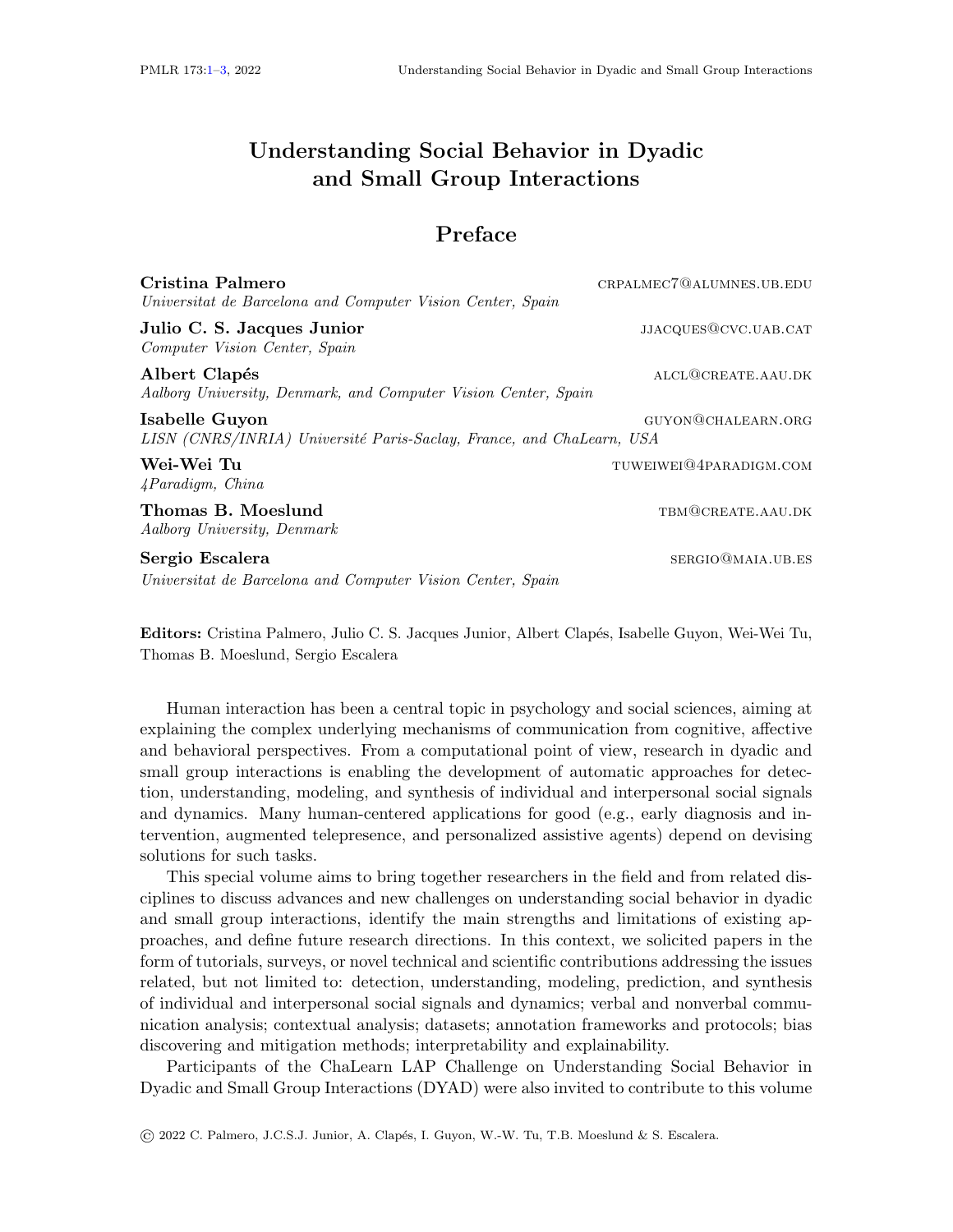# Understanding Social Behavior in Dyadic and Small Group Interactions

## Preface

**Cristina Palmero** CRPALMEC7@ALUMNES.UB.EDU
*Universitat de Barcelona and Computer Vision Center, Spain*

**Julio C. S. Jacques Junior** JJACQUES@CVC.UAB.CAT
*Computer Vision Center, Spain*

**Albert Clapés** ALCL@CREATE.AAU.DK
*Aalborg University, Denmark, and Computer Vision Center, Spain*

**Isabelle Guyon** GUYON@CHALEARN.ORG
*LISN (CNRS/INRIA) Université Paris-Saclay, France, and ChaLearn, USA*

**Wei-Wei Tu** TUWEIWEI@4PARADIGM.COM
*4Paradigm, China*

**Thomas B. Moeslund** TBM@CREATE.AAU.DK
*Aalborg University, Denmark*

**Sergio Escalera** SERGIO@MAIA.UB.ES
*Universitat de Barcelona and Computer Vision Center, Spain*

**Editors:** Cristina Palmero, Julio C. S. Jacques Junior, Albert Clapés, Isabelle Guyon, Wei-Wei Tu, Thomas B. Moeslund, Sergio Escalera

Human interaction has been a central topic in psychology and social sciences, aiming at explaining the complex underlying mechanisms of communication from cognitive, affective and behavioral perspectives. From a computational point of view, research in dyadic and small group interactions is enabling the development of automatic approaches for detection, understanding, modeling, and synthesis of individual and interpersonal social signals and dynamics. Many human-centered applications for good (e.g., early diagnosis and intervention, augmented telepresence, and personalized assistive agents) depend on devising solutions for such tasks.

This special volume aims to bring together researchers in the field and from related disciplines to discuss advances and new challenges on understanding social behavior in dyadic and small group interactions, identify the main strengths and limitations of existing approaches, and define future research directions. In this context, we solicited papers in the form of tutorials, surveys, or novel technical and scientific contributions addressing the issues related, but not limited to: detection, understanding, modeling, prediction, and synthesis of individual and interpersonal social signals and dynamics; verbal and nonverbal communication analysis; contextual analysis; datasets; annotation frameworks and protocols; bias discovering and mitigation methods; interpretability and explainability.

Participants of the ChaLearn LAP Challenge on Understanding Social Behavior in Dyadic and Small Group Interactions (DYAD) were also invited to contribute to this volume

© 2022 C. Palmero, J.C.S.J. Junior, A. Clapés, I. Guyon, W.-W. Tu, T.B. Moeslund & S. Escalera.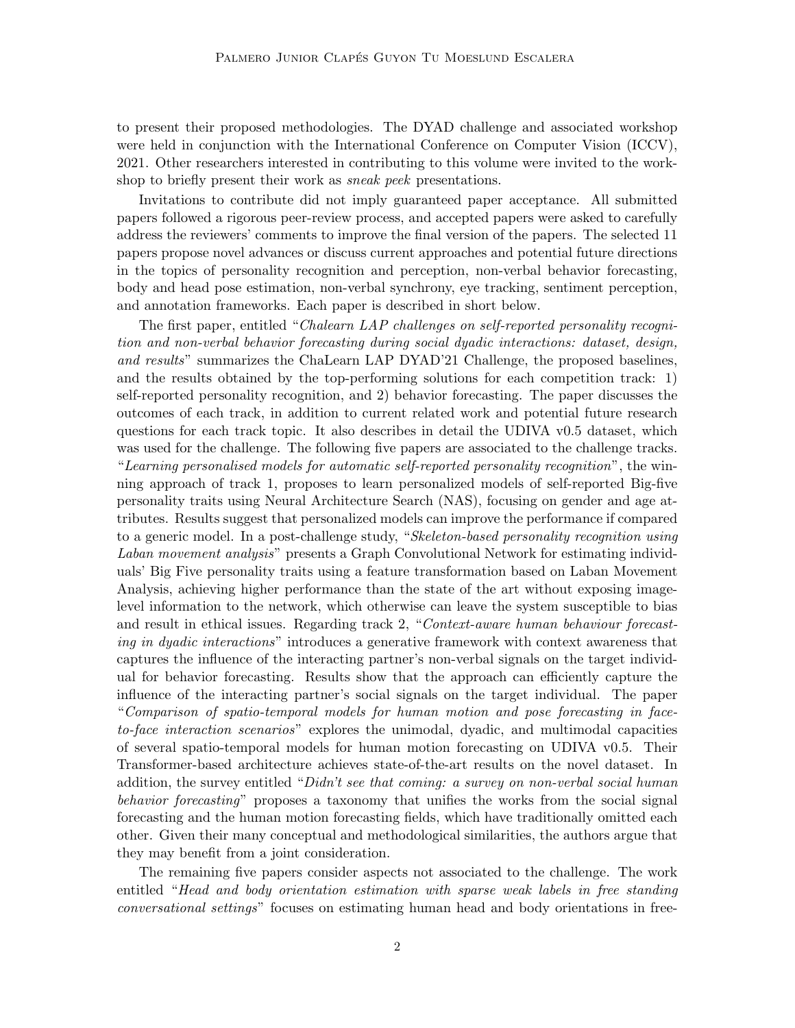to present their proposed methodologies. The DYAD challenge and associated workshop were held in conjunction with the International Conference on Computer Vision (ICCV), 2021. Other researchers interested in contributing to this volume were invited to the workshop to briefly present their work as *sneak peek* presentations.

Invitations to contribute did not imply guaranteed paper acceptance. All submitted papers followed a rigorous peer-review process, and accepted papers were asked to carefully address the reviewers' comments to improve the final version of the papers. The selected 11 papers propose novel advances or discuss current approaches and potential future directions in the topics of personality recognition and perception, non-verbal behavior forecasting, body and head pose estimation, non-verbal synchrony, eye tracking, sentiment perception, and annotation frameworks. Each paper is described in short below.

The first paper, entitled "*Chalearn LAP challenges on self-reported personality recognition and non-verbal behavior forecasting during social dyadic interactions: dataset, design, and results*" summarizes the ChaLearn LAP DYAD'21 Challenge, the proposed baselines, and the results obtained by the top-performing solutions for each competition track: 1) self-reported personality recognition, and 2) behavior forecasting. The paper discusses the outcomes of each track, in addition to current related work and potential future research questions for each track topic. It also describes in detail the UDIVA v0.5 dataset, which was used for the challenge. The following five papers are associated to the challenge tracks. "*Learning personalised models for automatic self-reported personality recognition*", the winning approach of track 1, proposes to learn personalized models of self-reported Big-five personality traits using Neural Architecture Search (NAS), focusing on gender and age attributes. Results suggest that personalized models can improve the performance if compared to a generic model. In a post-challenge study, "*Skeleton-based personality recognition using Laban movement analysis*" presents a Graph Convolutional Network for estimating individuals' Big Five personality traits using a feature transformation based on Laban Movement Analysis, achieving higher performance than the state of the art without exposing image-level information to the network, which otherwise can leave the system susceptible to bias and result in ethical issues. Regarding track 2, "*Context-aware human behaviour forecasting in dyadic interactions*" introduces a generative framework with context awareness that captures the influence of the interacting partner's non-verbal signals on the target individual for behavior forecasting. Results show that the approach can efficiently capture the influence of the interacting partner's social signals on the target individual. The paper "*Comparison of spatio-temporal models for human motion and pose forecasting in face-to-face interaction scenarios*" explores the unimodal, dyadic, and multimodal capacities of several spatio-temporal models for human motion forecasting on UDIVA v0.5. Their Transformer-based architecture achieves state-of-the-art results on the novel dataset. In addition, the survey entitled "*Didn't see that coming: a survey on non-verbal social human behavior forecasting*" proposes a taxonomy that unifies the works from the social signal forecasting and the human motion forecasting fields, which have traditionally omitted each other. Given their many conceptual and methodological similarities, the authors argue that they may benefit from a joint consideration.

The remaining five papers consider aspects not associated to the challenge. The work entitled "*Head and body orientation estimation with sparse weak labels in free standing conversational settings*" focuses on estimating human head and body orientations in free-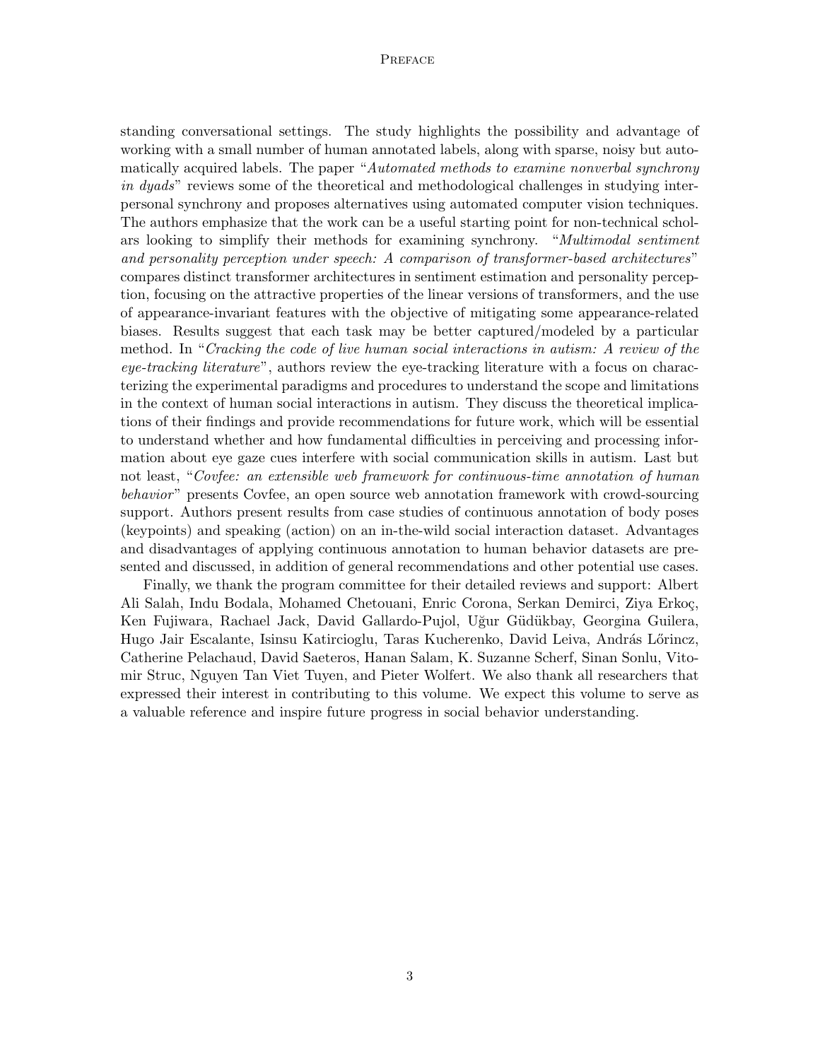standing conversational settings. The study highlights the possibility and advantage of working with a small number of human annotated labels, along with sparse, noisy but automatically acquired labels. The paper "*Automated methods to examine nonverbal synchrony in dyads*" reviews some of the theoretical and methodological challenges in studying interpersonal synchrony and proposes alternatives using automated computer vision techniques. The authors emphasize that the work can be a useful starting point for non-technical scholars looking to simplify their methods for examining synchrony. "*Multimodal sentiment and personality perception under speech: A comparison of transformer-based architectures*" compares distinct transformer architectures in sentiment estimation and personality perception, focusing on the attractive properties of the linear versions of transformers, and the use of appearance-invariant features with the objective of mitigating some appearance-related biases. Results suggest that each task may be better captured/modeled by a particular method. In "*Cracking the code of live human social interactions in autism: A review of the eye-tracking literature*", authors review the eye-tracking literature with a focus on characterizing the experimental paradigms and procedures to understand the scope and limitations in the context of human social interactions in autism. They discuss the theoretical implications of their findings and provide recommendations for future work, which will be essential to understand whether and how fundamental difficulties in perceiving and processing information about eye gaze cues interfere with social communication skills in autism. Last but not least, "*Covfee: an extensible web framework for continuous-time annotation of human behavior*" presents Covfee, an open source web annotation framework with crowd-sourcing support. Authors present results from case studies of continuous annotation of body poses (keypoints) and speaking (action) on an in-the-wild social interaction dataset. Advantages and disadvantages of applying continuous annotation to human behavior datasets are presented and discussed, in addition of general recommendations and other potential use cases.

Finally, we thank the program committee for their detailed reviews and support: Albert Ali Salah, Indu Bodala, Mohamed Chetouani, Enric Corona, Serkan Demirci, Ziya Erkoç, Ken Fujiwara, Rachael Jack, David Gallardo-Pujol, Uğur Güdükbay, Georgina Guilera, Hugo Jair Escalante, Isinsu Katircioglu, Taras Kucherenko, David Leiva, András Lőrincz, Catherine Pelachaud, David Saeteros, Hanan Salam, K. Suzanne Scherf, Sinan Sonlu, Vitomir Struc, Nguyen Tan Viet Tuyen, and Pieter Wolfert. We also thank all researchers that expressed their interest in contributing to this volume. We expect this volume to serve as a valuable reference and inspire future progress in social behavior understanding.